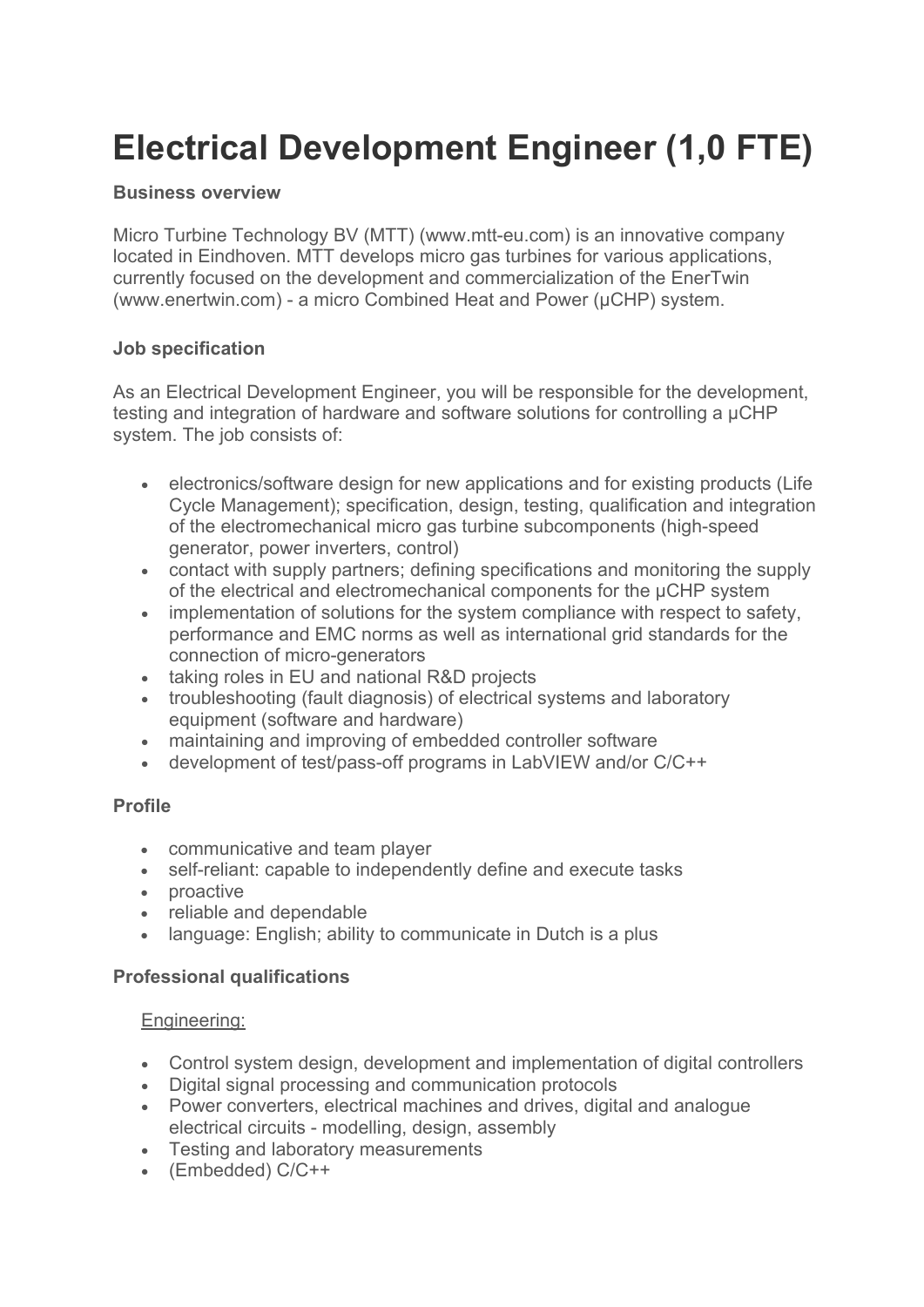# Electrical Development Engineer (1,0 FTE)

**Business overview**

Micro Turbine Technology BV (MTT) (www.mtt-eu.com) is an innovative company located in Eindhoven. MTT develops micro gas turbines for various applications, currently focused on the development and commercialization of the EnerTwin (www.enertwin.com) - a micro Combined Heat and Power (µCHP) system.

**Job specification**

As an Electrical Development Engineer, you will be responsible for the development, testing and integration of hardware and software solutions for controlling a µCHP system. The job consists of:

- electronics/software design for new applications and for existing products (Life Cycle Management); specification, design, testing, qualification and integration of the electromechanical micro gas turbine subcomponents (high-speed generator, power inverters, control)
- contact with supply partners; defining specifications and monitoring the supply of the electrical and electromechanical components for the µCHP system
- implementation of solutions for the system compliance with respect to safety, performance and EMC norms as well as international grid standards for the connection of micro-generators
- taking roles in EU and national R&D projects
- troubleshooting (fault diagnosis) of electrical systems and laboratory equipment (software and hardware)
- maintaining and improving of embedded controller software
- development of test/pass-off programs in LabVIEW and/or C/C++

**Profile**

- communicative and team player
- self-reliant: capable to independently define and execute tasks
- proactive
- reliable and dependable
- language: English; ability to communicate in Dutch is a plus

**Professional qualifications**

Engineering:

- Control system design, development and implementation of digital controllers
- Digital signal processing and communication protocols
- Power converters, electrical machines and drives, digital and analogue electrical circuits - modelling, design, assembly
- Testing and laboratory measurements
- (Embedded) C/C++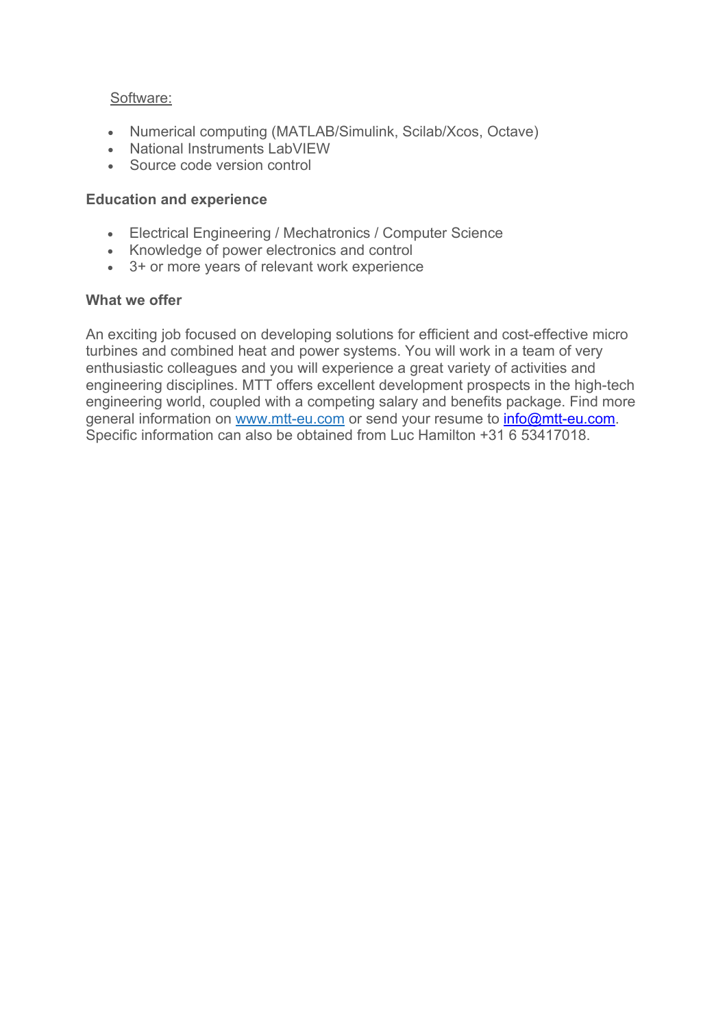Software:

- Numerical computing (MATLAB/Simulink, Scilab/Xcos, Octave)
- National Instruments LabVIEW
- Source code version control

**Education and experience**

- Electrical Engineering / Mechatronics / Computer Science
- Knowledge of power electronics and control
- 3+ or more years of relevant work experience

**What we offer**

An exciting job focused on developing solutions for efficient and cost-effective micro turbines and combined heat and power systems. You will work in a team of very enthusiastic colleagues and you will experience a great variety of activities and engineering disciplines. MTT offers excellent development prospects in the high-tech engineering world, coupled with a competing salary and benefits package. Find more general information on [www.mtt-eu.com](http://www.mtt-eu.com) or send your resume to [info@mtt-eu.com](mailto:info@mtt-eu.com). Specific information can also be obtained from Luc Hamilton +31 6 53417018.